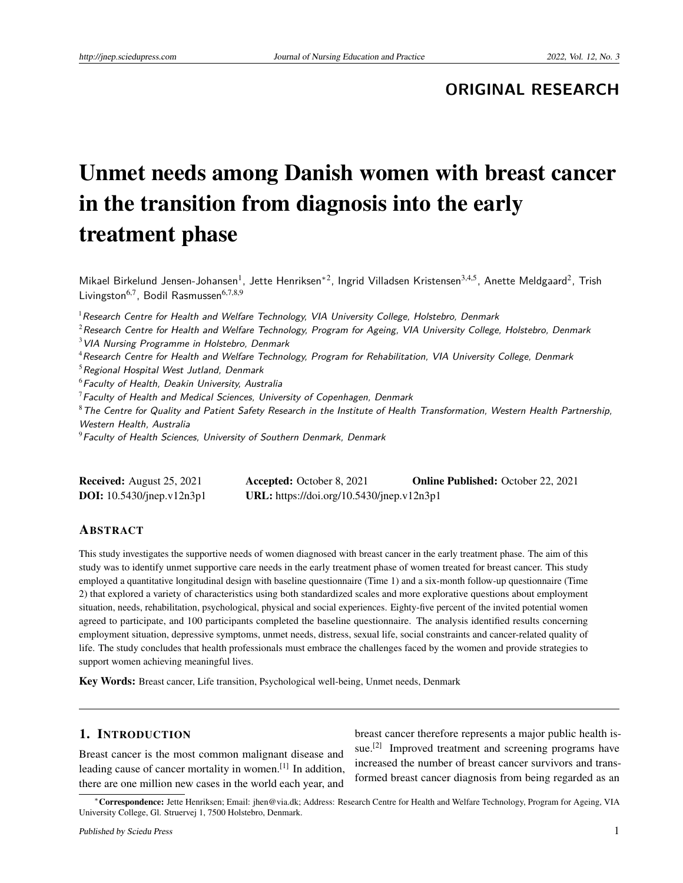ORIGINAL RESEARCH

# Unmet needs among Danish women with breast cancer in the transition from diagnosis into the early treatment phase

Mikael Birkelund Jensen-Johansen[1], Jette Henriksen*[2], Ingrid Villadsen Kristensen[3,4,5], Anette Meldgaard[2], Trish Livingston[6,7], Bodil Rasmussen[6,7,8,9]

[1] *Research Centre for Health and Welfare Technology, VIA University College, Holstebro, Denmark*
[2] *Research Centre for Health and Welfare Technology, Program for Ageing, VIA University College, Holstebro, Denmark*
[3] *VIA Nursing Programme in Holstebro, Denmark*
[4] *Research Centre for Health and Welfare Technology, Program for Rehabilitation, VIA University College, Denmark*
[5] *Regional Hospital West Jutland, Denmark*
[6] *Faculty of Health, Deakin University, Australia*
[7] *Faculty of Health and Medical Sciences, University of Copenhagen, Denmark*
[8] *The Centre for Quality and Patient Safety Research in the Institute of Health Transformation, Western Health Partnership, Western Health, Australia*
[9] *Faculty of Health Sciences, University of Southern Denmark, Denmark*

**Received:** August 25, 2021 **Accepted:** October 8, 2021 **Online Published:** October 22, 2021
**DOI:** 10.5430/jnep.v12n3p1 **URL:** https://doi.org/10.5430/jnep.v12n3p1

## Abstract

This study investigates the supportive needs of women diagnosed with breast cancer in the early treatment phase. The aim of this study was to identify unmet supportive care needs in the early treatment phase of women treated for breast cancer. This study employed a quantitative longitudinal design with baseline questionnaire (Time 1) and a six-month follow-up questionnaire (Time 2) that explored a variety of characteristics using both standardized scales and more explorative questions about employment situation, needs, rehabilitation, psychological, physical and social experiences. Eighty-five percent of the invited potential women agreed to participate, and 100 participants completed the baseline questionnaire. The analysis identified results concerning employment situation, depressive symptoms, unmet needs, distress, sexual life, social constraints and cancer-related quality of life. The study concludes that health professionals must embrace the challenges faced by the women and provide strategies to support women achieving meaningful lives.

**Key Words:** Breast cancer, Life transition, Psychological well-being, Unmet needs, Denmark

## 1. Introduction

Breast cancer is the most common malignant disease and leading cause of cancer mortality in women.[1] In addition, there are one million new cases in the world each year, and breast cancer therefore represents a major public health issue.[2] Improved treatment and screening programs have increased the number of breast cancer survivors and transformed breast cancer diagnosis from being regarded as an

*Correspondence: Jette Henriksen; Email: jhen@via.dk; Address: Research Centre for Health and Welfare Technology, Program for Ageing, VIA University College, Gl. Struervej 1, 7500 Holstebro, Denmark.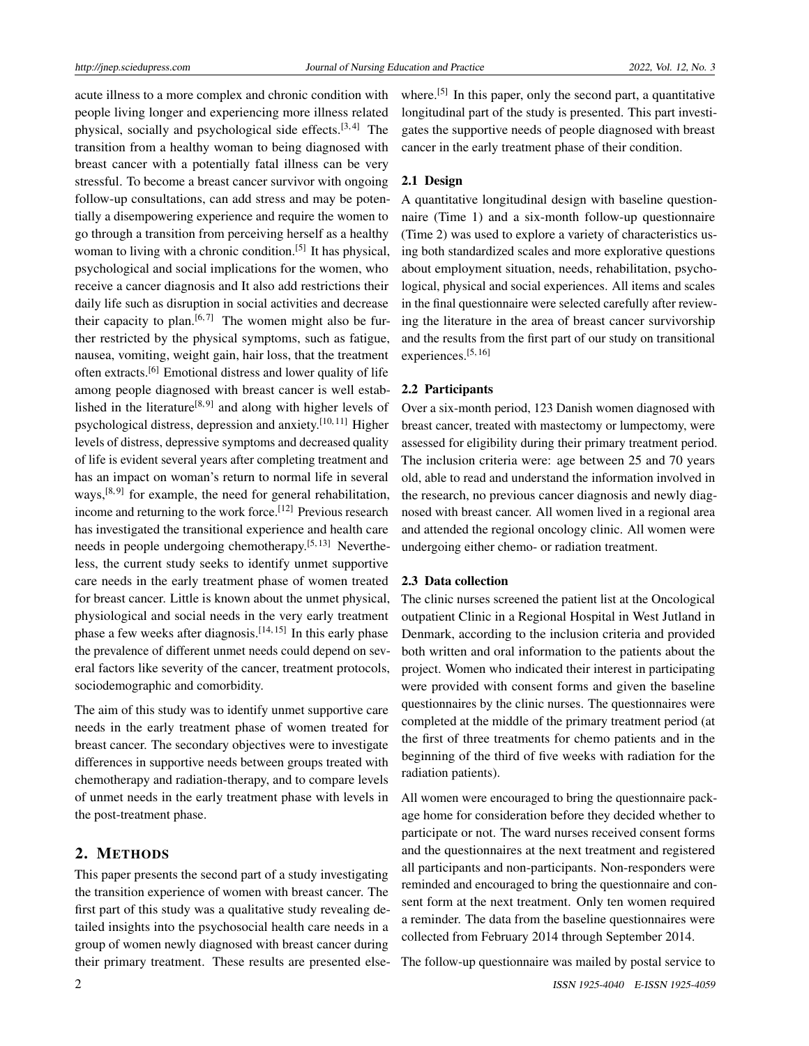acute illness to a more complex and chronic condition with people living longer and experiencing more illness related physical, socially and psychological side effects.[3,4] The transition from a healthy woman to being diagnosed with breast cancer with a potentially fatal illness can be very stressful. To become a breast cancer survivor with ongoing follow-up consultations, can add stress and may be potentially a disempowering experience and require the women to go through a transition from perceiving herself as a healthy woman to living with a chronic condition.[5] It has physical, psychological and social implications for the women, who receive a cancer diagnosis and It also add restrictions their daily life such as disruption in social activities and decrease their capacity to plan.[6,7] The women might also be further restricted by the physical symptoms, such as fatigue, nausea, vomiting, weight gain, hair loss, that the treatment often extracts.[6] Emotional distress and lower quality of life among people diagnosed with breast cancer is well established in the literature[8,9] and along with higher levels of psychological distress, depression and anxiety.[10,11] Higher levels of distress, depressive symptoms and decreased quality of life is evident several years after completing treatment and has an impact on woman's return to normal life in several ways,[8,9] for example, the need for general rehabilitation, income and returning to the work force.[12] Previous research has investigated the transitional experience and health care needs in people undergoing chemotherapy.[5,13] Nevertheless, the current study seeks to identify unmet supportive care needs in the early treatment phase of women treated for breast cancer. Little is known about the unmet physical, physiological and social needs in the very early treatment phase a few weeks after diagnosis.[14,15] In this early phase the prevalence of different unmet needs could depend on several factors like severity of the cancer, treatment protocols, sociodemographic and comorbidity.

The aim of this study was to identify unmet supportive care needs in the early treatment phase of women treated for breast cancer. The secondary objectives were to investigate differences in supportive needs between groups treated with chemotherapy and radiation-therapy, and to compare levels of unmet needs in the early treatment phase with levels in the post-treatment phase.

## 2. METHODS

This paper presents the second part of a study investigating the transition experience of women with breast cancer. The first part of this study was a qualitative study revealing detailed insights into the psychosocial health care needs in a group of women newly diagnosed with breast cancer during their primary treatment. These results are presented elsewhere.[5] In this paper, only the second part, a quantitative longitudinal part of the study is presented. This part investigates the supportive needs of people diagnosed with breast cancer in the early treatment phase of their condition.

### 2.1 Design

A quantitative longitudinal design with baseline questionnaire (Time 1) and a six-month follow-up questionnaire (Time 2) was used to explore a variety of characteristics using both standardized scales and more explorative questions about employment situation, needs, rehabilitation, psychological, physical and social experiences. All items and scales in the final questionnaire were selected carefully after reviewing the literature in the area of breast cancer survivorship and the results from the first part of our study on transitional experiences.[5,16]

### 2.2 Participants

Over a six-month period, 123 Danish women diagnosed with breast cancer, treated with mastectomy or lumpectomy, were assessed for eligibility during their primary treatment period. The inclusion criteria were: age between 25 and 70 years old, able to read and understand the information involved in the research, no previous cancer diagnosis and newly diagnosed with breast cancer. All women lived in a regional area and attended the regional oncology clinic. All women were undergoing either chemo- or radiation treatment.

### 2.3 Data collection

The clinic nurses screened the patient list at the Oncological outpatient Clinic in a Regional Hospital in West Jutland in Denmark, according to the inclusion criteria and provided both written and oral information to the patients about the project. Women who indicated their interest in participating were provided with consent forms and given the baseline questionnaires by the clinic nurses. The questionnaires were completed at the middle of the primary treatment period (at the first of three treatments for chemo patients and in the beginning of the third of five weeks with radiation for the radiation patients).

All women were encouraged to bring the questionnaire package home for consideration before they decided whether to participate or not. The ward nurses received consent forms and the questionnaires at the next treatment and registered all participants and non-participants. Non-responders were reminded and encouraged to bring the questionnaire and consent form at the next treatment. Only ten women required a reminder. The data from the baseline questionnaires were collected from February 2014 through September 2014.

The follow-up questionnaire was mailed by postal service to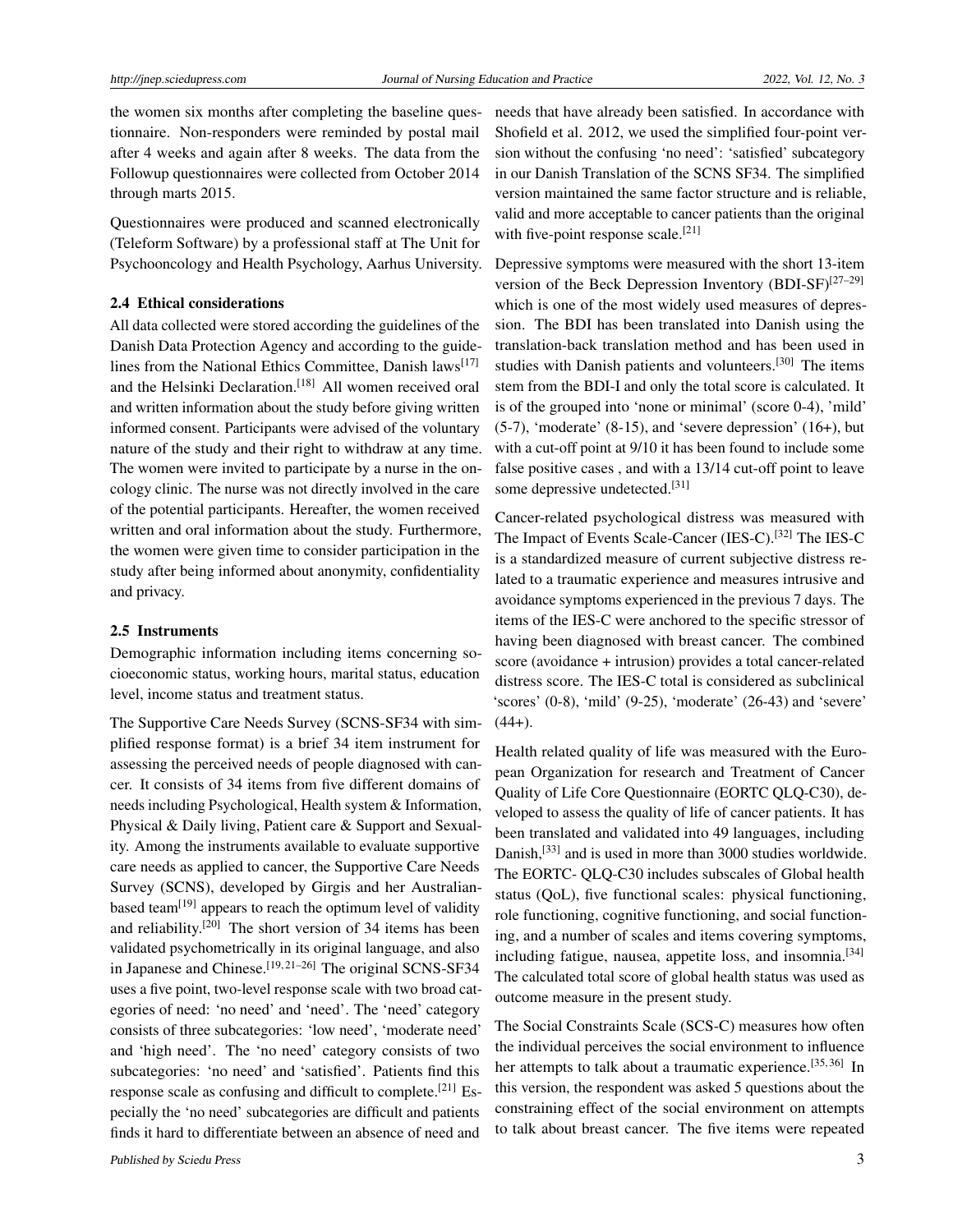the women six months after completing the baseline questionnaire. Non-responders were reminded by postal mail after 4 weeks and again after 8 weeks. The data from the Followup questionnaires were collected from October 2014 through marts 2015.

Questionnaires were produced and scanned electronically (Teleform Software) by a professional staff at The Unit for Psychooncology and Health Psychology, Aarhus University.

### 2.4 Ethical considerations

All data collected were stored according the guidelines of the Danish Data Protection Agency and according to the guidelines from the National Ethics Committee, Danish laws[17] and the Helsinki Declaration.[18] All women received oral and written information about the study before giving written informed consent. Participants were advised of the voluntary nature of the study and their right to withdraw at any time. The women were invited to participate by a nurse in the oncology clinic. The nurse was not directly involved in the care of the potential participants. Hereafter, the women received written and oral information about the study. Furthermore, the women were given time to consider participation in the study after being informed about anonymity, confidentiality and privacy.

### 2.5 Instruments

Demographic information including items concerning socioeconomic status, working hours, marital status, education level, income status and treatment status.

The Supportive Care Needs Survey (SCNS-SF34 with simplified response format) is a brief 34 item instrument for assessing the perceived needs of people diagnosed with cancer. It consists of 34 items from five different domains of needs including Psychological, Health system & Information, Physical & Daily living, Patient care & Support and Sexuality. Among the instruments available to evaluate supportive care needs as applied to cancer, the Supportive Care Needs Survey (SCNS), developed by Girgis and her Australian-based team[19] appears to reach the optimum level of validity and reliability.[20] The short version of 34 items has been validated psychometrically in its original language, and also in Japanese and Chinese.[19,21–26] The original SCNS-SF34 uses a five point, two-level response scale with two broad categories of need: 'no need' and 'need'. The 'need' category consists of three subcategories: 'low need', 'moderate need' and 'high need'. The 'no need' category consists of two subcategories: 'no need' and 'satisfied'. Patients find this response scale as confusing and difficult to complete.[21] Especially the 'no need' subcategories are difficult and patients finds it hard to differentiate between an absence of need and needs that have already been satisfied. In accordance with Shofield et al. 2012, we used the simplified four-point version without the confusing 'no need': 'satisfied' subcategory in our Danish Translation of the SCNS SF34. The simplified version maintained the same factor structure and is reliable, valid and more acceptable to cancer patients than the original with five-point response scale.[21]

Depressive symptoms were measured with the short 13-item version of the Beck Depression Inventory (BDI-SF)[27–29] which is one of the most widely used measures of depression. The BDI has been translated into Danish using the translation-back translation method and has been used in studies with Danish patients and volunteers.[30] The items stem from the BDI-I and only the total score is calculated. It is of the grouped into 'none or minimal' (score 0-4), 'mild' (5-7), 'moderate' (8-15), and 'severe depression' (16+), but with a cut-off point at 9/10 it has been found to include some false positive cases , and with a 13/14 cut-off point to leave some depressive undetected.[31]

Cancer-related psychological distress was measured with The Impact of Events Scale-Cancer (IES-C).[32] The IES-C is a standardized measure of current subjective distress related to a traumatic experience and measures intrusive and avoidance symptoms experienced in the previous 7 days. The items of the IES-C were anchored to the specific stressor of having been diagnosed with breast cancer. The combined score (avoidance + intrusion) provides a total cancer-related distress score. The IES-C total is considered as subclinical 'scores' (0-8), 'mild' (9-25), 'moderate' (26-43) and 'severe' (44+).

Health related quality of life was measured with the European Organization for research and Treatment of Cancer Quality of Life Core Questionnaire (EORTC QLQ-C30), developed to assess the quality of life of cancer patients. It has been translated and validated into 49 languages, including Danish,[33] and is used in more than 3000 studies worldwide. The EORTC- QLQ-C30 includes subscales of Global health status (QoL), five functional scales: physical functioning, role functioning, cognitive functioning, and social functioning, and a number of scales and items covering symptoms, including fatigue, nausea, appetite loss, and insomnia.[34] The calculated total score of global health status was used as outcome measure in the present study.

The Social Constraints Scale (SCS-C) measures how often the individual perceives the social environment to influence her attempts to talk about a traumatic experience.[35,36] In this version, the respondent was asked 5 questions about the constraining effect of the social environment on attempts to talk about breast cancer. The five items were repeated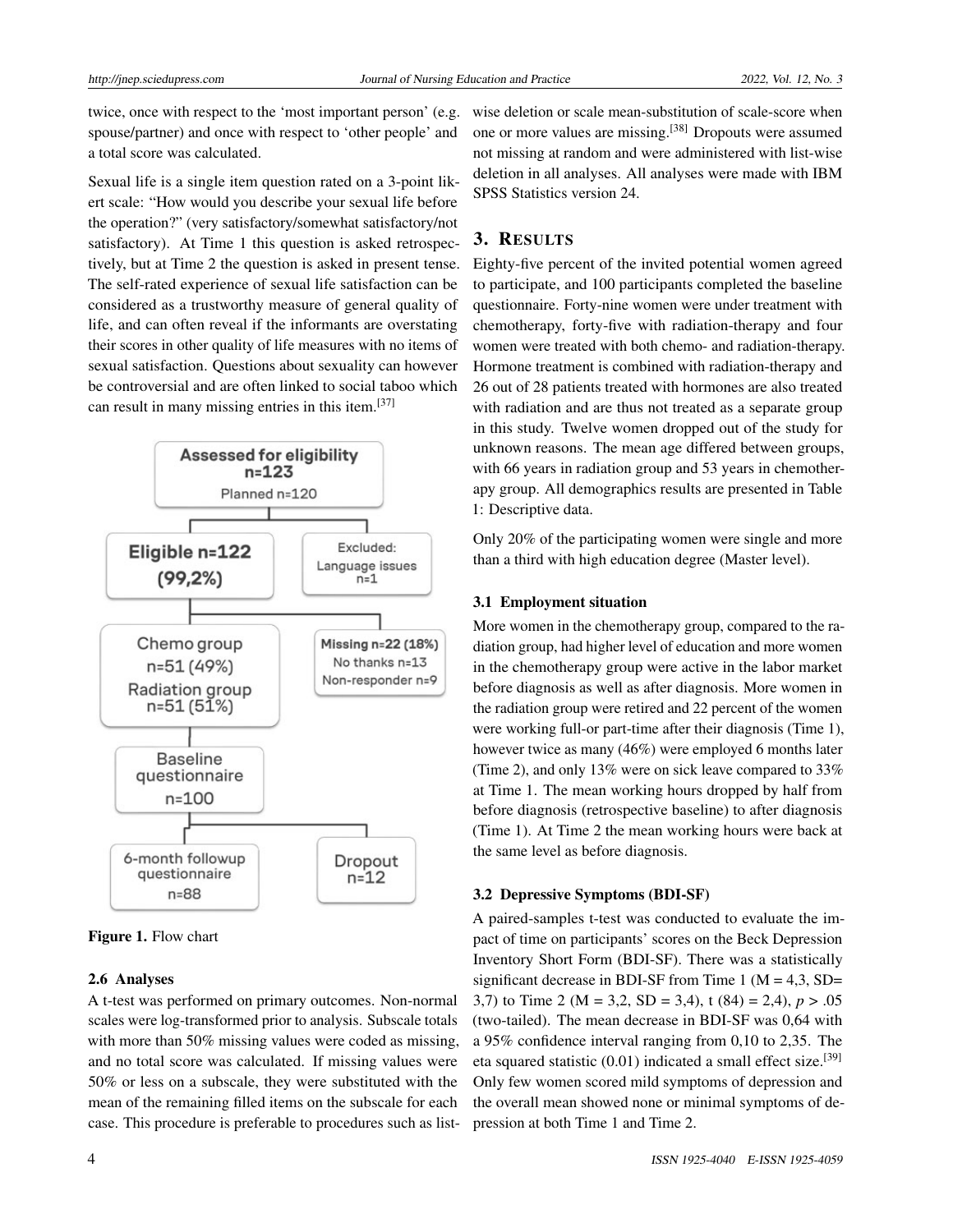twice, once with respect to the 'most important person' (e.g. spouse/partner) and once with respect to 'other people' and a total score was calculated.

Sexual life is a single item question rated on a 3-point likert scale: "How would you describe your sexual life before the operation?" (very satisfactory/somewhat satisfactory/not satisfactory). At Time 1 this question is asked retrospectively, but at Time 2 the question is asked in present tense. The self-rated experience of sexual life satisfaction can be considered as a trustworthy measure of general quality of life, and can often reveal if the informants are overstating their scores in other quality of life measures with no items of sexual satisfaction. Questions about sexuality can however be controversial and are often linked to social taboo which can result in many missing entries in this item.[37]

Assessed for eligibility n=123
Planned n=120

Eligible n=122 (99,2%)

Excluded: Language issues n=1

Chemo group n=51 (49%)
Radiation group n=51 (51%)

Missing n=22 (18%)
No thanks n=13
Non-responder n=9

Baseline questionnaire n=100

6-month followup questionnaire n=88

Dropout n=12

**Figure 1.** Flow chart

### 2.6 Analyses

A t-test was performed on primary outcomes. Non-normal scales were log-transformed prior to analysis. Subscale totals with more than 50% missing values were coded as missing, and no total score was calculated. If missing values were 50% or less on a subscale, they were substituted with the mean of the remaining filled items on the subscale for each case. This procedure is preferable to procedures such as list-wise deletion or scale mean-substitution of scale-score when one or more values are missing.[38] Dropouts were assumed not missing at random and were administered with list-wise deletion in all analyses. All analyses were made with IBM SPSS Statistics version 24.

## 3. Results

Eighty-five percent of the invited potential women agreed to participate, and 100 participants completed the baseline questionnaire. Forty-nine women were under treatment with chemotherapy, forty-five with radiation-therapy and four women were treated with both chemo- and radiation-therapy. Hormone treatment is combined with radiation-therapy and 26 out of 28 patients treated with hormones are also treated with radiation and are thus not treated as a separate group in this study. Twelve women dropped out of the study for unknown reasons. The mean age differed between groups, with 66 years in radiation group and 53 years in chemotherapy group. All demographics results are presented in Table 1: Descriptive data.

Only 20% of the participating women were single and more than a third with high education degree (Master level).

### 3.1 Employment situation

More women in the chemotherapy group, compared to the radiation group, had higher level of education and more women in the chemotherapy group were active in the labor market before diagnosis as well as after diagnosis. More women in the radiation group were retired and 22 percent of the women were working full-or part-time after their diagnosis (Time 1), however twice as many (46%) were employed 6 months later (Time 2), and only 13% were on sick leave compared to 33% at Time 1. The mean working hours dropped by half from before diagnosis (retrospective baseline) to after diagnosis (Time 1). At Time 2 the mean working hours were back at the same level as before diagnosis.

### 3.2 Depressive Symptoms (BDI-SF)

A paired-samples t-test was conducted to evaluate the impact of time on participants' scores on the Beck Depression Inventory Short Form (BDI-SF). There was a statistically significant decrease in BDI-SF from Time 1 ($M = 4,3$, $SD = 3,7$) to Time 2 ($M = 3,2$, $SD = 3,4$), $t(84) = 2,4$), $p > .05$ (two-tailed). The mean decrease in BDI-SF was 0,64 with a 95% confidence interval ranging from 0,10 to 2,35. The eta squared statistic (0.01) indicated a small effect size.[39] Only few women scored mild symptoms of depression and the overall mean showed none or minimal symptoms of depression at both Time 1 and Time 2.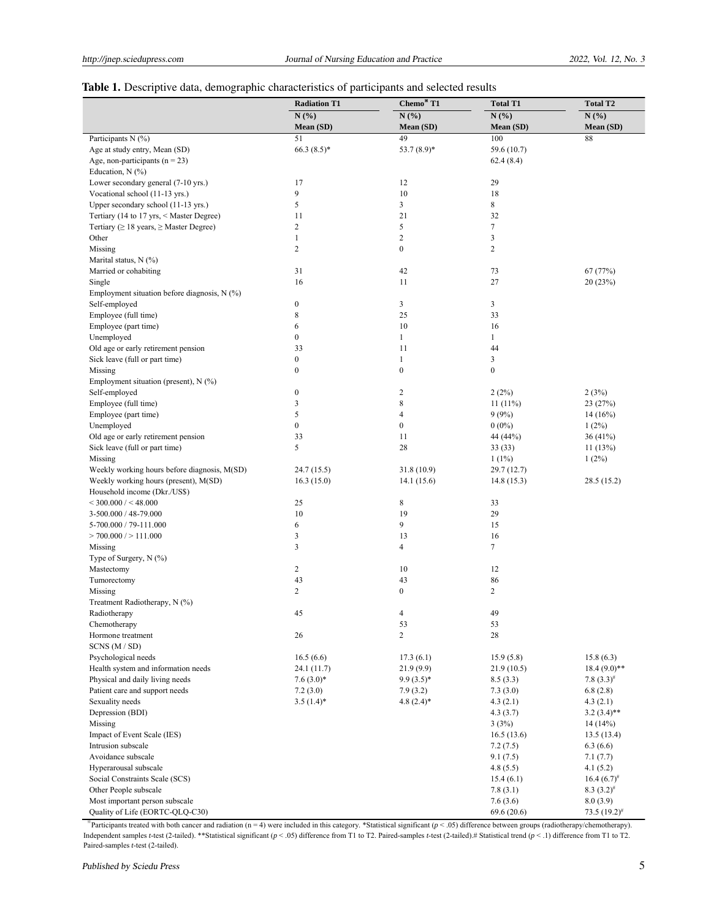**Table 1.** Descriptive data, demographic characteristics of participants and selected results

| | Radiation T1 | Chemo[¤] T1 | Total T1 | Total T2 |
|---|---|---|---|---|
| | N (%) Mean (SD) | N (%) Mean (SD) | N (%) Mean (SD) | N (%) Mean (SD) |
| Participants N (%) | 51 | 49 | 100 | 88 |
| Age at study entry, Mean (SD) | 66.3 (8.5)* | 53.7 (8.9)* | 59.6 (10.7) | |
| Age, non-participants (n = 23) | | | 62.4 (8.4) | |
| Education, N (%) | | | | |
| Lower secondary general (7-10 yrs.) | 17 | 12 | 29 | |
| Vocational school (11-13 yrs.) | 9 | 10 | 18 | |
| Upper secondary school (11-13 yrs.) | 5 | 3 | 8 | |
| Tertiary (14 to 17 yrs, < Master Degree) | 11 | 21 | 32 | |
| Tertiary (≥ 18 years, ≥ Master Degree) | 2 | 5 | 7 | |
| Other | 1 | 2 | 3 | |
| Missing | 2 | 0 | 2 | |
| Marital status, N (%) | | | | |
| Married or cohabiting | 31 | 42 | 73 | 67 (77%) |
| Single | 16 | 11 | 27 | 20 (23%) |
| Employment situation before diagnosis, N (%) | | | | |
| Self-employed | 0 | 3 | 3 | |
| Employee (full time) | 8 | 25 | 33 | |
| Employee (part time) | 6 | 10 | 16 | |
| Unemployed | 0 | 1 | 1 | |
| Old age or early retirement pension | 33 | 11 | 44 | |
| Sick leave (full or part time) | 0 | 1 | 3 | |
| Missing | 0 | 0 | 0 | |
| Employment situation (present), N (%) | | | | |
| Self-employed | 0 | 2 | 2 (2%) | 2 (3%) |
| Employee (full time) | 3 | 8 | 11 (11%) | 23 (27%) |
| Employee (part time) | 5 | 4 | 9 (9%) | 14 (16%) |
| Unemployed | 0 | 0 | 0 (0%) | 1 (2%) |
| Old age or early retirement pension | 33 | 11 | 44 (44%) | 36 (41%) |
| Sick leave (full or part time) | 5 | 28 | 33 (33) | 11 (13%) |
| Missing | | | 1 (1%) | 1 (2%) |
| Weekly working hours before diagnosis, M(SD) | 24.7 (15.5) | 31.8 (10.9) | 29.7 (12.7) | |
| Weekly working hours (present), M(SD) | 16.3 (15.0) | 14.1 (15.6) | 14.8 (15.3) | 28.5 (15.2) |
| Household income (Dkr./US$) | | | | |
| < 300.000 / < 48.000 | 25 | 8 | 33 | |
| 3-500.000 / 48-79.000 | 10 | 19 | 29 | |
| 5-700.000 / 79-111.000 | 6 | 9 | 15 | |
| > 700.000 / > 111.000 | 3 | 13 | 16 | |
| Missing | 3 | 4 | 7 | |
| Type of Surgery, N (%) | | | | |
| Mastectomy | 2 | 10 | 12 | |
| Tumorectomy | 43 | 43 | 86 | |
| Missing | 2 | 0 | 2 | |
| Treatment Radiotherapy, N (%) | | | | |
| Radiotherapy | 45 | 4 | 49 | |
| Chemotherapy | | 53 | 53 | |
| Hormone treatment | 26 | 2 | 28 | |
| SCNS (M / SD) | | | | |
| Psychological needs | 16.5 (6.6) | 17.3 (6.1) | 15.9 (5.8) | 15.8 (6.3) |
| Health system and information needs | 24.1 (11.7) | 21.9 (9.9) | 21.9 (10.5) | 18.4 (9.0)** |
| Physical and daily living needs | 7.6 (3.0)* | 9.9 (3.5)* | 8.5 (3.3) | 7.8 (3.3)[#] |
| Patient care and support needs | 7.2 (3.0) | 7.9 (3.2) | 7.3 (3.0) | 6.8 (2.8) |
| Sexuality needs | 3.5 (1.4)* | 4.8 (2.4)* | 4.3 (2.1) | 4.3 (2.1) |
| Depression (BDI) | | | 4.3 (3.7) | 3.2 (3.4)** |
| Missing | | | 3 (3%) | 14 (14%) |
| Impact of Event Scale (IES) | | | 16.5 (13.6) | 13.5 (13.4) |
| Intrusion subscale | | | 7.2 (7.5) | 6.3 (6.6) |
| Avoidance subscale | | | 9.1 (7.5) | 7.1 (7.7) |
| Hyperarousal subscale | | | 4.8 (5.5) | 4.1 (5.2) |
| Social Constraints Scale (SCS) | | | 15.4 (6.1) | 16.4 (6.7)[#] |
| Other People subscale | | | 7.8 (3.1) | 8.3 (3.2)[#] |
| Most important person subscale | | | 7.6 (3.6) | 8.0 (3.9) |
| Quality of Life (EORTC-QLQ-C30) | | | 69.6 (20.6) | 73.5 (19.2)[#] |

[¤]Participants treated with both cancer and radiation (n = 4) were included in this category. *Statistical significant ($p < .05$) difference between groups (radiotherapy/chemotherapy). Independent samples *t*-test (2-tailed). **Statistical significant ($p < .05$) difference from T1 to T2. Paired-samples *t*-test (2-tailed).# Statistical trend ($p < .1$) difference from T1 to T2. Paired-samples *t*-test (2-tailed).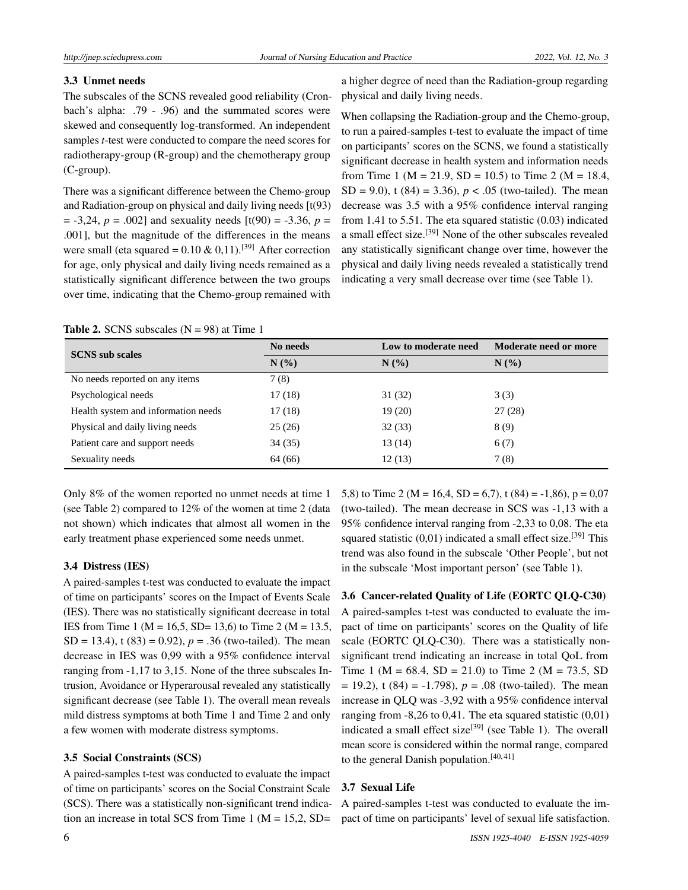### 3.3 Unmet needs

The subscales of the SCNS revealed good reliability (Cronbach's alpha: .79 - .96) and the summated scores were skewed and consequently log-transformed. An independent samples *t*-test were conducted to compare the need scores for radiotherapy-group (R-group) and the chemotherapy group (C-group).

There was a significant difference between the Chemo-group and Radiation-group on physical and daily living needs [t(93) = -3,24, *p* = .002] and sexuality needs [t(90) = -3.36, *p* = .001], but the magnitude of the differences in the means were small (eta squared = 0.10 & 0,11).[39] After correction for age, only physical and daily living needs remained as a statistically significant difference between the two groups over time, indicating that the Chemo-group remained with a higher degree of need than the Radiation-group regarding physical and daily living needs.

When collapsing the Radiation-group and the Chemo-group, to run a paired-samples t-test to evaluate the impact of time on participants' scores on the SCNS, we found a statistically significant decrease in health system and information needs from Time 1 (M = 21.9, SD = 10.5) to Time 2 (M = 18.4, SD = 9.0), t (84) = 3.36), *p* < .05 (two-tailed). The mean decrease was 3.5 with a 95% confidence interval ranging from 1.41 to 5.51. The eta squared statistic (0.03) indicated a small effect size.[39] None of the other subscales revealed any statistically significant change over time, however the physical and daily living needs revealed a statistically trend indicating a very small decrease over time (see Table 1).

**Table 2.** SCNS subscales (N = 98) at Time 1

| SCNS sub scales | No needs | Low to moderate need | Moderate need or more |
|---|---|---|---|
| | N (%) | N (%) | N (%) |
| No needs reported on any items | 7 (8) | | |
| Psychological needs | 17 (18) | 31 (32) | 3 (3) |
| Health system and information needs | 17 (18) | 19 (20) | 27 (28) |
| Physical and daily living needs | 25 (26) | 32 (33) | 8 (9) |
| Patient care and support needs | 34 (35) | 13 (14) | 6 (7) |
| Sexuality needs | 64 (66) | 12 (13) | 7 (8) |

Only 8% of the women reported no unmet needs at time 1 (see Table 2) compared to 12% of the women at time 2 (data not shown) which indicates that almost all women in the early treatment phase experienced some needs unmet.

### 3.4 Distress (IES)

A paired-samples t-test was conducted to evaluate the impact of time on participants' scores on the Impact of Events Scale (IES). There was no statistically significant decrease in total IES from Time 1 (M = 16,5, SD= 13,6) to Time 2 (M = 13.5, SD = 13.4), t (83) = 0.92), *p* = .36 (two-tailed). The mean decrease in IES was 0,99 with a 95% confidence interval ranging from -1,17 to 3,15. None of the three subscales Intrusion, Avoidance or Hyperarousal revealed any statistically significant decrease (see Table 1). The overall mean reveals mild distress symptoms at both Time 1 and Time 2 and only a few women with moderate distress symptoms.

### 3.5 Social Constraints (SCS)

A paired-samples t-test was conducted to evaluate the impact of time on participants' scores on the Social Constraint Scale (SCS). There was a statistically non-significant trend indication an increase in total SCS from Time 1 (M = 15,2, SD= 5,8) to Time 2 (M = 16,4, SD = 6,7), t (84) = -1,86), p = 0,07 (two-tailed). The mean decrease in SCS was -1,13 with a 95% confidence interval ranging from -2,33 to 0,08. The eta squared statistic (0,01) indicated a small effect size.[39] This trend was also found in the subscale 'Other People', but not in the subscale 'Most important person' (see Table 1).

### 3.6 Cancer-related Quality of Life (EORTC QLQ-C30)

A paired-samples t-test was conducted to evaluate the impact of time on participants' scores on the Quality of life scale (EORTC QLQ-C30). There was a statistically non-significant trend indicating an increase in total QoL from Time 1 (M = 68.4, SD = 21.0) to Time 2 (M = 73.5, SD = 19.2), t (84) = -1.798), *p* = .08 (two-tailed). The mean increase in QLQ was -3,92 with a 95% confidence interval ranging from -8,26 to 0,41. The eta squared statistic (0,01) indicated a small effect size[39] (see Table 1). The overall mean score is considered within the normal range, compared to the general Danish population.[40,41]

### 3.7 Sexual Life

A paired-samples t-test was conducted to evaluate the impact of time on participants' level of sexual life satisfaction.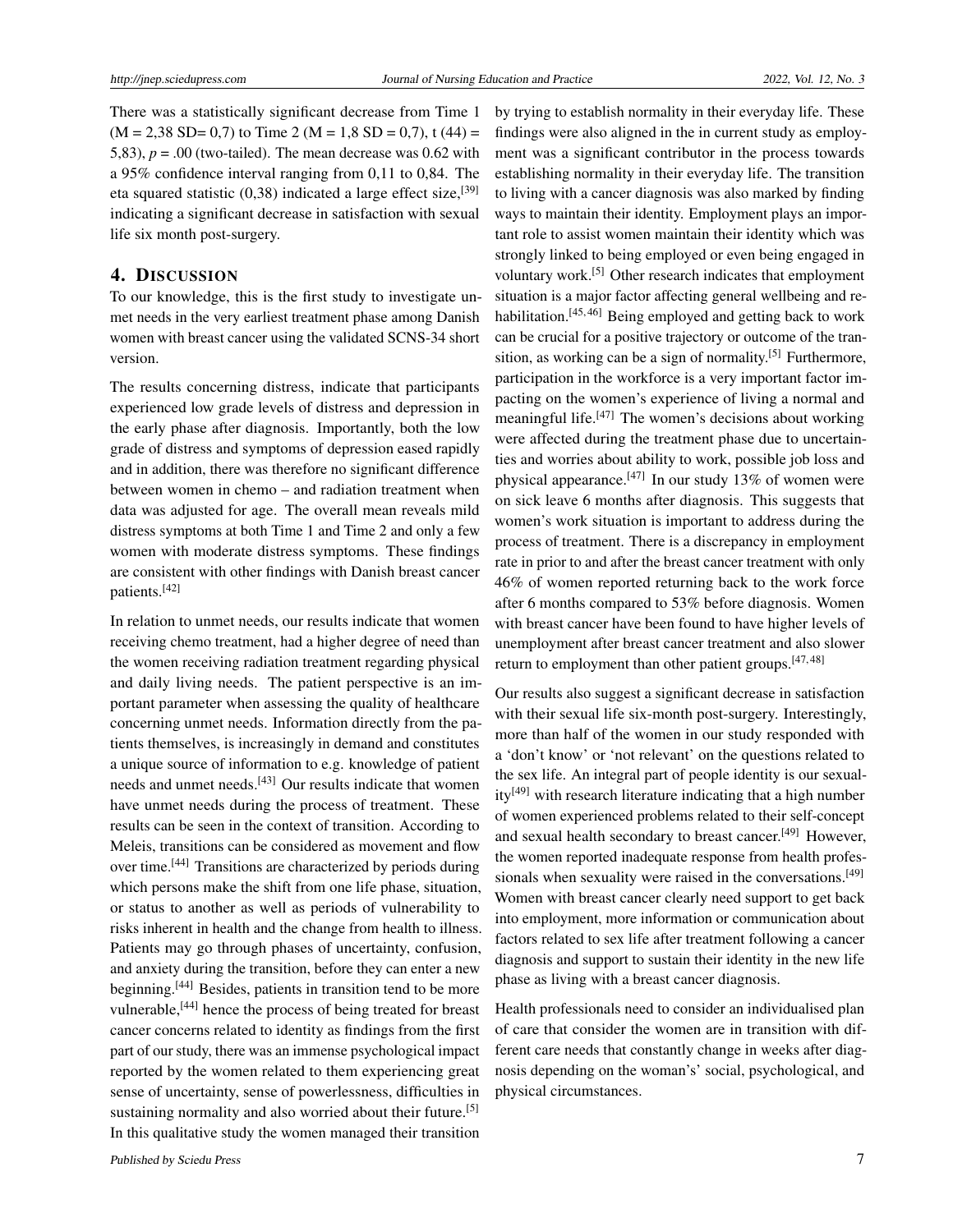There was a statistically significant decrease from Time 1 (M = 2,38 SD= 0,7) to Time 2 (M = 1,8 SD = 0,7), t (44) = 5,83), $p$ = .00 (two-tailed). The mean decrease was 0.62 with a 95% confidence interval ranging from 0,11 to 0,84. The eta squared statistic (0,38) indicated a large effect size,[39] indicating a significant decrease in satisfaction with sexual life six month post-surgery.

## 4. Discussion

To our knowledge, this is the first study to investigate unmet needs in the very earliest treatment phase among Danish women with breast cancer using the validated SCNS-34 short version.

The results concerning distress, indicate that participants experienced low grade levels of distress and depression in the early phase after diagnosis. Importantly, both the low grade of distress and symptoms of depression eased rapidly and in addition, there was therefore no significant difference between women in chemo – and radiation treatment when data was adjusted for age. The overall mean reveals mild distress symptoms at both Time 1 and Time 2 and only a few women with moderate distress symptoms. These findings are consistent with other findings with Danish breast cancer patients.[42]

In relation to unmet needs, our results indicate that women receiving chemo treatment, had a higher degree of need than the women receiving radiation treatment regarding physical and daily living needs. The patient perspective is an important parameter when assessing the quality of healthcare concerning unmet needs. Information directly from the patients themselves, is increasingly in demand and constitutes a unique source of information to e.g. knowledge of patient needs and unmet needs.[43] Our results indicate that women have unmet needs during the process of treatment. These results can be seen in the context of transition. According to Meleis, transitions can be considered as movement and flow over time.[44] Transitions are characterized by periods during which persons make the shift from one life phase, situation, or status to another as well as periods of vulnerability to risks inherent in health and the change from health to illness. Patients may go through phases of uncertainty, confusion, and anxiety during the transition, before they can enter a new beginning.[44] Besides, patients in transition tend to be more vulnerable,[44] hence the process of being treated for breast cancer concerns related to identity as findings from the first part of our study, there was an immense psychological impact reported by the women related to them experiencing great sense of uncertainty, sense of powerlessness, difficulties in sustaining normality and also worried about their future.[5] In this qualitative study the women managed their transition by trying to establish normality in their everyday life. These findings were also aligned in the in current study as employment was a significant contributor in the process towards establishing normality in their everyday life. The transition to living with a cancer diagnosis was also marked by finding ways to maintain their identity. Employment plays an important role to assist women maintain their identity which was strongly linked to being employed or even being engaged in voluntary work.[5] Other research indicates that employment situation is a major factor affecting general wellbeing and rehabilitation.[45, 46] Being employed and getting back to work can be crucial for a positive trajectory or outcome of the transition, as working can be a sign of normality.[5] Furthermore, participation in the workforce is a very important factor impacting on the women's experience of living a normal and meaningful life.[47] The women's decisions about working were affected during the treatment phase due to uncertainties and worries about ability to work, possible job loss and physical appearance.[47] In our study 13% of women were on sick leave 6 months after diagnosis. This suggests that women's work situation is important to address during the process of treatment. There is a discrepancy in employment rate in prior to and after the breast cancer treatment with only 46% of women reported returning back to the work force after 6 months compared to 53% before diagnosis. Women with breast cancer have been found to have higher levels of unemployment after breast cancer treatment and also slower return to employment than other patient groups.[47, 48]

Our results also suggest a significant decrease in satisfaction with their sexual life six-month post-surgery. Interestingly, more than half of the women in our study responded with a 'don't know' or 'not relevant' on the questions related to the sex life. An integral part of people identity is our sexuality[49] with research literature indicating that a high number of women experienced problems related to their self-concept and sexual health secondary to breast cancer.[49] However, the women reported inadequate response from health professionals when sexuality were raised in the conversations.[49] Women with breast cancer clearly need support to get back into employment, more information or communication about factors related to sex life after treatment following a cancer diagnosis and support to sustain their identity in the new life phase as living with a breast cancer diagnosis.

Health professionals need to consider an individualised plan of care that consider the women are in transition with different care needs that constantly change in weeks after diagnosis depending on the woman's' social, psychological, and physical circumstances.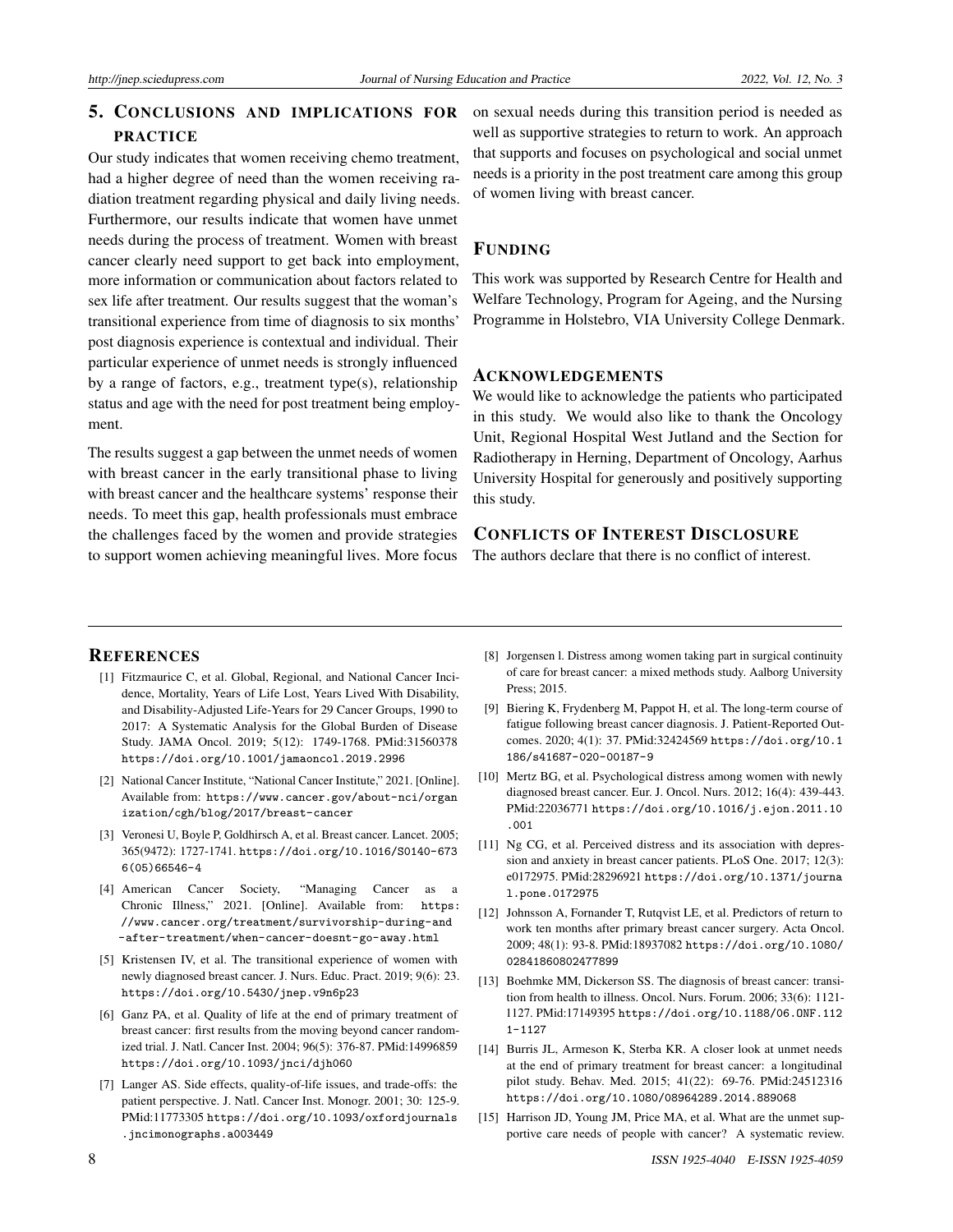## 5. Conclusions and implications for practice

Our study indicates that women receiving chemo treatment, had a higher degree of need than the women receiving radiation treatment regarding physical and daily living needs. Furthermore, our results indicate that women have unmet needs during the process of treatment. Women with breast cancer clearly need support to get back into employment, more information or communication about factors related to sex life after treatment. Our results suggest that the woman's transitional experience from time of diagnosis to six months' post diagnosis experience is contextual and individual. Their particular experience of unmet needs is strongly influenced by a range of factors, e.g., treatment type(s), relationship status and age with the need for post treatment being employment.

The results suggest a gap between the unmet needs of women with breast cancer in the early transitional phase to living with breast cancer and the healthcare systems' response their needs. To meet this gap, health professionals must embrace the challenges faced by the women and provide strategies to support women achieving meaningful lives. More focus on sexual needs during this transition period is needed as well as supportive strategies to return to work. An approach that supports and focuses on psychological and social unmet needs is a priority in the post treatment care among this group of women living with breast cancer.

## Funding

This work was supported by Research Centre for Health and Welfare Technology, Program for Ageing, and the Nursing Programme in Holstebro, VIA University College Denmark.

## Acknowledgements

We would like to acknowledge the patients who participated in this study. We would also like to thank the Oncology Unit, Regional Hospital West Jutland and the Section for Radiotherapy in Herning, Department of Oncology, Aarhus University Hospital for generously and positively supporting this study.

## Conflicts of Interest Disclosure

The authors declare that there is no conflict of interest.

## References

[1] Fitzmaurice C, et al. Global, Regional, and National Cancer Incidence, Mortality, Years of Life Lost, Years Lived With Disability, and Disability-Adjusted Life-Years for 29 Cancer Groups, 1990 to 2017: A Systematic Analysis for the Global Burden of Disease Study. JAMA Oncol. 2019; 5(12): 1749-1768. PMid:31560378 https://doi.org/10.1001/jamaoncol.2019.2996

[2] National Cancer Institute, "National Cancer Institute," 2021. [Online]. Available from: https://www.cancer.gov/about-nci/organization/cgh/blog/2017/breast-cancer

[3] Veronesi U, Boyle P, Goldhirsch A, et al. Breast cancer. Lancet. 2005; 365(9472): 1727-1741. https://doi.org/10.1016/S0140-6736(05)66546-4

[4] American Cancer Society, "Managing Cancer as a Chronic Illness," 2021. [Online]. Available from: https://www.cancer.org/treatment/survivorship-during-and-after-treatment/when-cancer-doesnt-go-away.html

[5] Kristensen IV, et al. The transitional experience of women with newly diagnosed breast cancer. J. Nurs. Educ. Pract. 2019; 9(6): 23. https://doi.org/10.5430/jnep.v9n6p23

[6] Ganz PA, et al. Quality of life at the end of primary treatment of breast cancer: first results from the moving beyond cancer randomized trial. J. Natl. Cancer Inst. 2004; 96(5): 376-87. PMid:14996859 https://doi.org/10.1093/jnci/djh060

[7] Langer AS. Side effects, quality-of-life issues, and trade-offs: the patient perspective. J. Natl. Cancer Inst. Monogr. 2001; 30: 125-9. PMid:11773305 https://doi.org/10.1093/oxfordjournals.jncimonographs.a003449

[8] Jorgensen l. Distress among women taking part in surgical continuity of care for breast cancer: a mixed methods study. Aalborg University Press; 2015.

[9] Biering K, Frydenberg M, Pappot H, et al. The long-term course of fatigue following breast cancer diagnosis. J. Patient-Reported Outcomes. 2020; 4(1): 37. PMid:32424569 https://doi.org/10.1186/s41687-020-00187-9

[10] Mertz BG, et al. Psychological distress among women with newly diagnosed breast cancer. Eur. J. Oncol. Nurs. 2012; 16(4): 439-443. PMid:22036771 https://doi.org/10.1016/j.ejon.2011.10.001

[11] Ng CG, et al. Perceived distress and its association with depression and anxiety in breast cancer patients. PLoS One. 2017; 12(3): e0172975. PMid:28296921 https://doi.org/10.1371/journal.pone.0172975

[12] Johnsson A, Fornander T, Rutqvist LE, et al. Predictors of return to work ten months after primary breast cancer surgery. Acta Oncol. 2009; 48(1): 93-8. PMid:18937082 https://doi.org/10.1080/02841860802477899

[13] Boehmke MM, Dickerson SS. The diagnosis of breast cancer: transition from health to illness. Oncol. Nurs. Forum. 2006; 33(6): 1121-1127. PMid:17149395 https://doi.org/10.1188/06.ONF.1121-1127

[14] Burris JL, Armeson K, Sterba KR. A closer look at unmet needs at the end of primary treatment for breast cancer: a longitudinal pilot study. Behav. Med. 2015; 41(22): 69-76. PMid:24512316 https://doi.org/10.1080/08964289.2014.889068

[15] Harrison JD, Young JM, Price MA, et al. What are the unmet supportive care needs of people with cancer? A systematic review.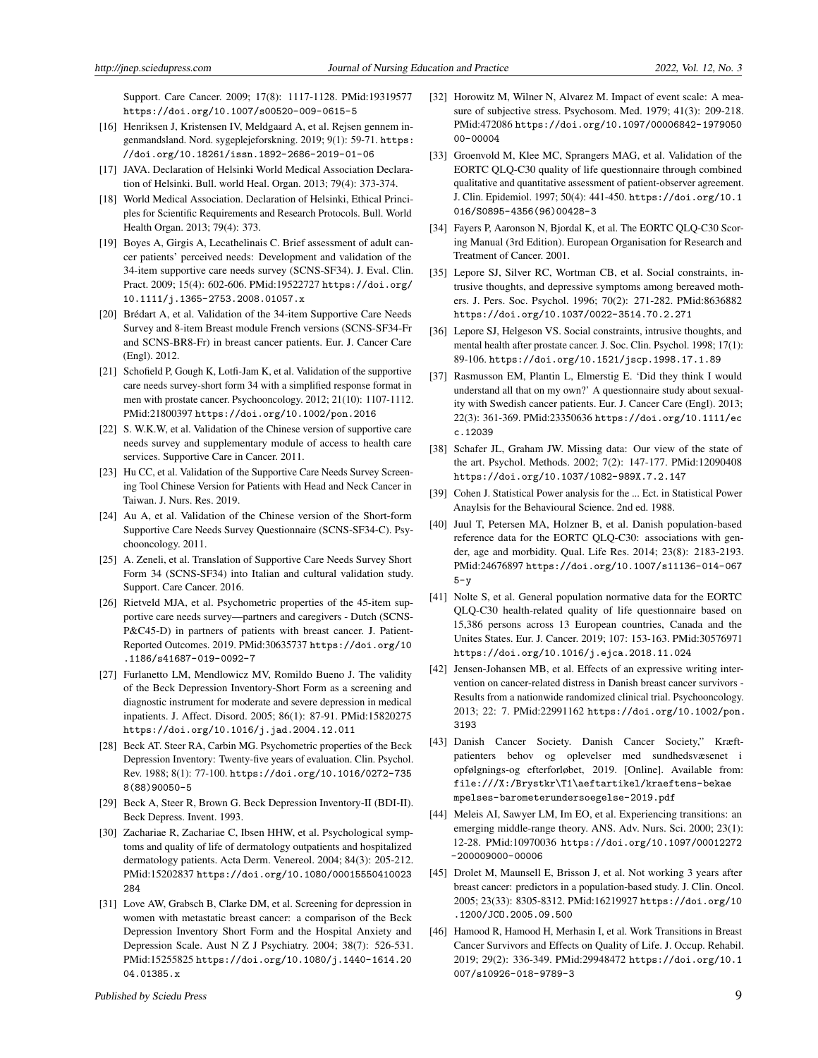Support. Care Cancer. 2009; 17(8): 1117-1128. PMid:19319577 https://doi.org/10.1007/s00520-009-0615-5

[16] Henriksen J, Kristensen IV, Meldgaard A, et al. Rejsen gennem ingenmandsland. Nord. sygeplejeforskning. 2019; 9(1): 59-71. https://doi.org/10.18261/issn.1892-2686-2019-01-06

[17] JAVA. Declaration of Helsinki World Medical Association Declaration of Helsinki. Bull. world Heal. Organ. 2013; 79(4): 373-374.

[18] World Medical Association. Declaration of Helsinki, Ethical Principles for Scientific Requirements and Research Protocols. Bull. World Health Organ. 2013; 79(4): 373.

[19] Boyes A, Girgis A, Lecathelinais C. Brief assessment of adult cancer patients' perceived needs: Development and validation of the 34-item supportive care needs survey (SCNS-SF34). J. Eval. Clin. Pract. 2009; 15(4): 602-606. PMid:19522727 https://doi.org/10.1111/j.1365-2753.2008.01057.x

[20] Brédart A, et al. Validation of the 34-item Supportive Care Needs Survey and 8-item Breast module French versions (SCNS-SF34-Fr and SCNS-BR8-Fr) in breast cancer patients. Eur. J. Cancer Care (Engl). 2012.

[21] Schofield P, Gough K, Lotfi-Jam K, et al. Validation of the supportive care needs survey-short form 34 with a simplified response format in men with prostate cancer. Psychooncology. 2012; 21(10): 1107-1112. PMid:21800397 https://doi.org/10.1002/pon.2016

[22] S. W.K.W, et al. Validation of the Chinese version of supportive care needs survey and supplementary module of access to health care services. Supportive Care in Cancer. 2011.

[23] Hu CC, et al. Validation of the Supportive Care Needs Survey Screening Tool Chinese Version for Patients with Head and Neck Cancer in Taiwan. J. Nurs. Res. 2019.

[24] Au A, et al. Validation of the Chinese version of the Short-form Supportive Care Needs Survey Questionnaire (SCNS-SF34-C). Psychooncology. 2011.

[25] A. Zeneli, et al. Translation of Supportive Care Needs Survey Short Form 34 (SCNS-SF34) into Italian and cultural validation study. Support. Care Cancer. 2016.

[26] Rietveld MJA, et al. Psychometric properties of the 45-item supportive care needs survey—partners and caregivers - Dutch (SCNS-P&C45-D) in partners of patients with breast cancer. J. Patient-Reported Outcomes. 2019. PMid:30635737 https://doi.org/10.1186/s41687-019-0092-7

[27] Furlanetto LM, Mendlowicz MV, Romildo Bueno J. The validity of the Beck Depression Inventory-Short Form as a screening and diagnostic instrument for moderate and severe depression in medical inpatients. J. Affect. Disord. 2005; 86(1): 87-91. PMid:15820275 https://doi.org/10.1016/j.jad.2004.12.011

[28] Beck AT. Steer RA, Carbin MG. Psychometric properties of the Beck Depression Inventory: Twenty-five years of evaluation. Clin. Psychol. Rev. 1988; 8(1): 77-100. https://doi.org/10.1016/0272-7358(88)90050-5

[29] Beck A, Steer R, Brown G. Beck Depression Inventory-II (BDI-II). Beck Depress. Invent. 1993.

[30] Zachariae R, Zachariae C, Ibsen HHW, et al. Psychological symptoms and quality of life of dermatology outpatients and hospitalized dermatology patients. Acta Derm. Venereol. 2004; 84(3): 205-212. PMid:15202837 https://doi.org/10.1080/00015550410023284

[31] Love AW, Grabsch B, Clarke DM, et al. Screening for depression in women with metastatic breast cancer: a comparison of the Beck Depression Inventory Short Form and the Hospital Anxiety and Depression Scale. Aust N Z J Psychiatry. 2004; 38(7): 526-531. PMid:15255825 https://doi.org/10.1080/j.1440-1614.2004.01385.x

[32] Horowitz M, Wilner N, Alvarez M. Impact of event scale: A measure of subjective stress. Psychosom. Med. 1979; 41(3): 209-218. PMid:472086 https://doi.org/10.1097/00006842-197905000-00004

[33] Groenvold M, Klee MC, Sprangers MAG, et al. Validation of the EORTC QLQ-C30 quality of life questionnaire through combined qualitative and quantitative assessment of patient-observer agreement. J. Clin. Epidemiol. 1997; 50(4): 441-450. https://doi.org/10.1016/S0895-4356(96)00428-3

[34] Fayers P, Aaronson N, Bjordal K, et al. The EORTC QLQ-C30 Scoring Manual (3rd Edition). European Organisation for Research and Treatment of Cancer. 2001.

[35] Lepore SJ, Silver RC, Wortman CB, et al. Social constraints, intrusive thoughts, and depressive symptoms among bereaved mothers. J. Pers. Soc. Psychol. 1996; 70(2): 271-282. PMid:8636882 https://doi.org/10.1037/0022-3514.70.2.271

[36] Lepore SJ, Helgeson VS. Social constraints, intrusive thoughts, and mental health after prostate cancer. J. Soc. Clin. Psychol. 1998; 17(1): 89-106. https://doi.org/10.1521/jscp.1998.17.1.89

[37] Rasmusson EM, Plantin L, Elmerstig E. 'Did they think I would understand all that on my own?' A questionnaire study about sexuality with Swedish cancer patients. Eur. J. Cancer Care (Engl). 2013; 22(3): 361-369. PMid:23350636 https://doi.org/10.1111/ecc.12039

[38] Schafer JL, Graham JW. Missing data: Our view of the state of the art. Psychol. Methods. 2002; 7(2): 147-177. PMid:12090408 https://doi.org/10.1037/1082-989X.7.2.147

[39] Cohen J. Statistical Power analysis for the ... Ect. in Statistical Power Anaylsis for the Behavioural Science. 2nd ed. 1988.

[40] Juul T, Petersen MA, Holzner B, et al. Danish population-based reference data for the EORTC QLQ-C30: associations with gender, age and morbidity. Qual. Life Res. 2014; 23(8): 2183-2193. PMid:24676897 https://doi.org/10.1007/s11136-014-0675-y

[41] Nolte S, et al. General population normative data for the EORTC QLQ-C30 health-related quality of life questionnaire based on 15,386 persons across 13 European countries, Canada and the Unites States. Eur. J. Cancer. 2019; 107: 153-163. PMid:30576971 https://doi.org/10.1016/j.ejca.2018.11.024

[42] Jensen-Johansen MB, et al. Effects of an expressive writing intervention on cancer-related distress in Danish breast cancer survivors - Results from a nationwide randomized clinical trial. Psychooncology. 2013; 22: 7. PMid:22991162 https://doi.org/10.1002/pon.3193

[43] Danish Cancer Society. Danish Cancer Society," Kræftpatienters behov og oplevelser med sundhedsvæsenet i opfølgnings-og efterforløbet, 2019. [Online]. Available from: file:///X:/Brystkr\T1\aeftartikel/kraeftens-bekaempelses-barometerundersoegelse-2019.pdf

[44] Meleis AI, Sawyer LM, Im EO, et al. Experiencing transitions: an emerging middle-range theory. ANS. Adv. Nurs. Sci. 2000; 23(1): 12-28. PMid:10970036 https://doi.org/10.1097/00012272-200009000-00006

[45] Drolet M, Maunsell E, Brisson J, et al. Not working 3 years after breast cancer: predictors in a population-based study. J. Clin. Oncol. 2005; 23(33): 8305-8312. PMid:16219927 https://doi.org/10.1200/JCO.2005.09.500

[46] Hamood R, Hamood H, Merhasin I, et al. Work Transitions in Breast Cancer Survivors and Effects on Quality of Life. J. Occup. Rehabil. 2019; 29(2): 336-349. PMid:29948472 https://doi.org/10.1007/s10926-018-9789-3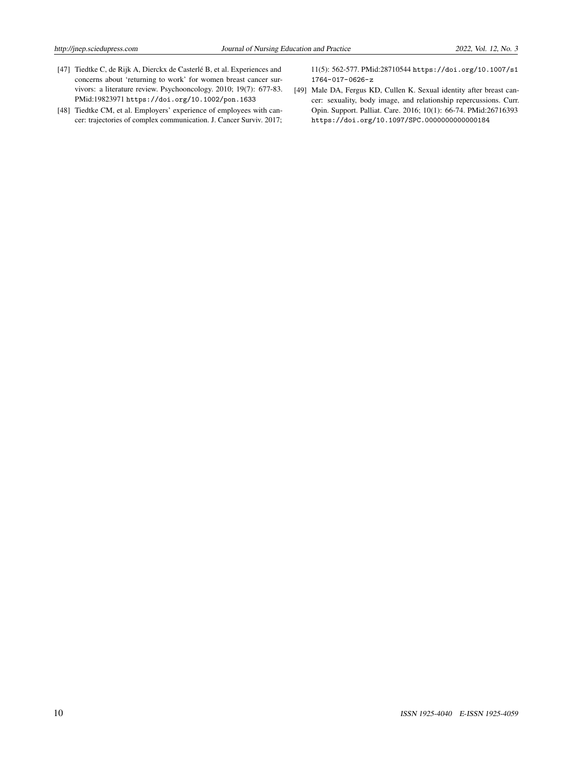[47] Tiedtke C, de Rijk A, Dierckx de Casterlé B, et al. Experiences and concerns about 'returning to work' for women breast cancer survivors: a literature review. Psychooncology. 2010; 19(7): 677-83. PMid:19823971 https://doi.org/10.1002/pon.1633

[48] Tiedtke CM, et al. Employers' experience of employees with cancer: trajectories of complex communication. J. Cancer Surviv. 2017; 11(5): 562-577. PMid:28710544 https://doi.org/10.1007/s11764-017-0626-z

[49] Male DA, Fergus KD, Cullen K. Sexual identity after breast cancer: sexuality, body image, and relationship repercussions. Curr. Opin. Support. Palliat. Care. 2016; 10(1): 66-74. PMid:26716393 https://doi.org/10.1097/SPC.0000000000000184